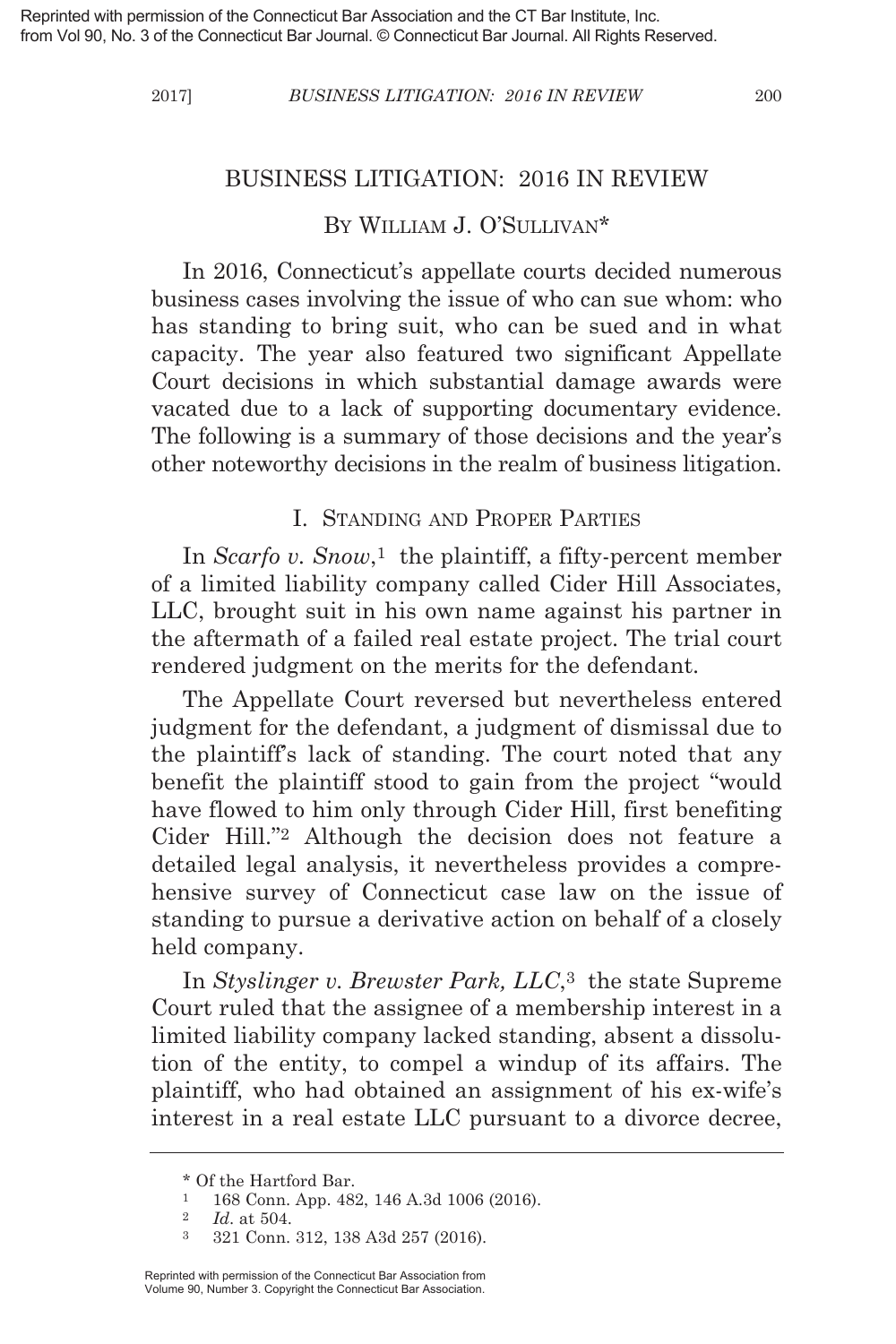Reprinted with permission of the Connecticut Bar Association and the CT Bar Institute, Inc. from Vol 90, No. 3 of the Connecticut Bar Journal. © Connecticut Bar Journal. All Rights Reserved.

# BUSINESS LITIGATION: 2016 IN REVIEW

BY WILLIAM J. O'SULLIVAN*

In 2016, Connecticut's appellate courts decided numerous business cases involving the issue of who can sue whom: who has standing to bring suit, who can be sued and in what capacity. The year also featured two significant Appellate Court decisions in which substantial damage awards were vacated due to a lack of supporting documentary evidence. The following is a summary of those decisions and the year's other noteworthy decisions in the realm of business litigation.

## I. STANDING AND PROPER PARTIES

In *Scarfo v. Snow*,[1] the plaintiff, a fifty-percent member of a limited liability company called Cider Hill Associates, LLC, brought suit in his own name against his partner in the aftermath of a failed real estate project. The trial court rendered judgment on the merits for the defendant.

The Appellate Court reversed but nevertheless entered judgment for the defendant, a judgment of dismissal due to the plaintiff's lack of standing. The court noted that any benefit the plaintiff stood to gain from the project "would have flowed to him only through Cider Hill, first benefiting Cider Hill."[2] Although the decision does not feature a detailed legal analysis, it nevertheless provides a comprehensive survey of Connecticut case law on the issue of standing to pursue a derivative action on behalf of a closely held company.

In *Styslinger v. Brewster Park, LLC*,[3] the state Supreme Court ruled that the assignee of a membership interest in a limited liability company lacked standing, absent a dissolution of the entity, to compel a windup of its affairs. The plaintiff, who had obtained an assignment of his ex-wife's interest in a real estate LLC pursuant to a divorce decree,

---

\* Of the Hartford Bar.

[1] 168 Conn. App. 482, 146 A.3d 1006 (2016).

[2] *Id.* at 504.

[3] 321 Conn. 312, 138 A3d 257 (2016).

Reprinted with permission of the Connecticut Bar Association from Volume 90, Number 3. Copyright the Connecticut Bar Association.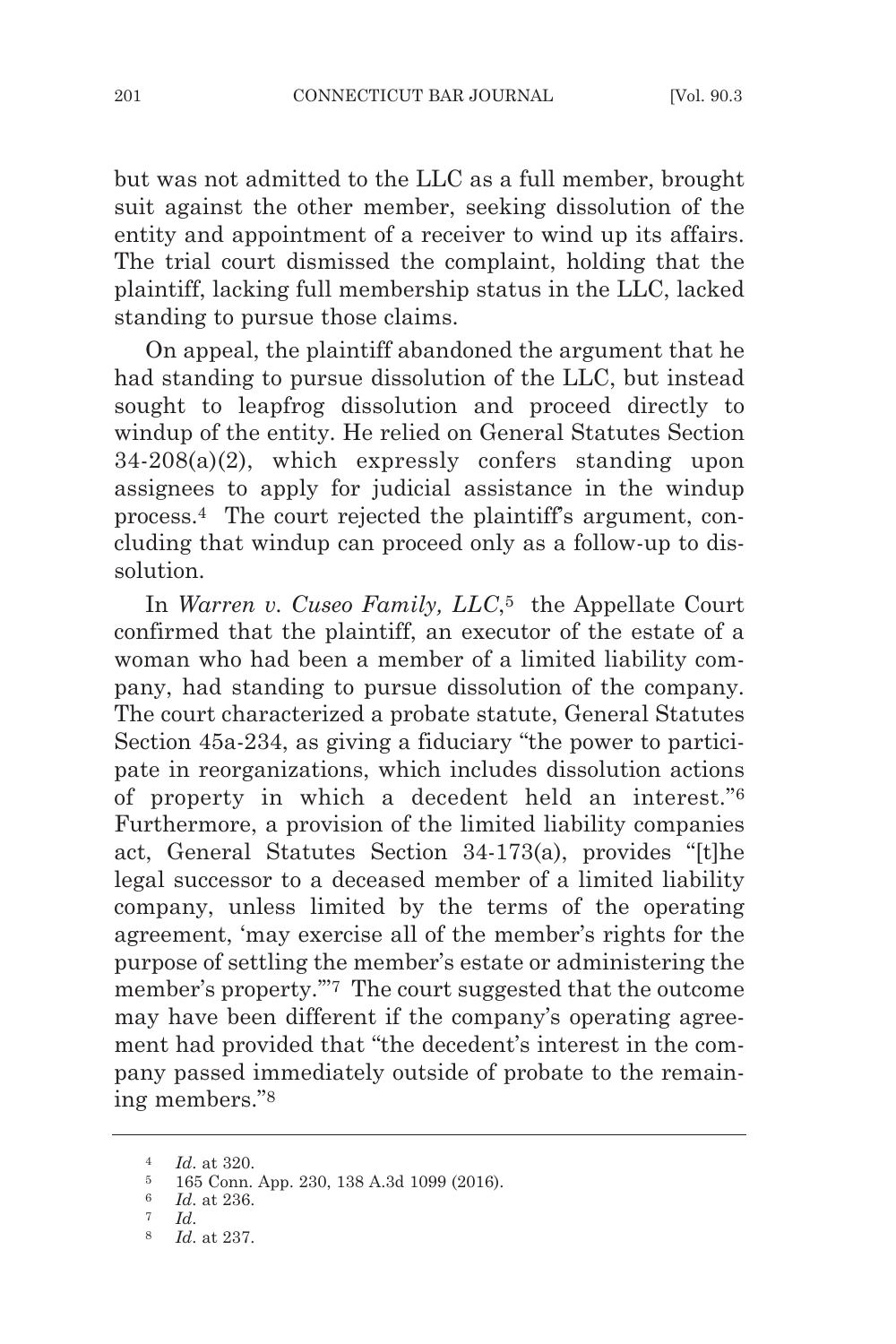but was not admitted to the LLC as a full member, brought suit against the other member, seeking dissolution of the entity and appointment of a receiver to wind up its affairs. The trial court dismissed the complaint, holding that the plaintiff, lacking full membership status in the LLC, lacked standing to pursue those claims.

On appeal, the plaintiff abandoned the argument that he had standing to pursue dissolution of the LLC, but instead sought to leapfrog dissolution and proceed directly to windup of the entity. He relied on General Statutes Section 34-208(a)(2), which expressly confers standing upon assignees to apply for judicial assistance in the windup process.[4] The court rejected the plaintiff's argument, concluding that windup can proceed only as a follow-up to dissolution.

In *Warren v. Cuseo Family, LLC*,[5] the Appellate Court confirmed that the plaintiff, an executor of the estate of a woman who had been a member of a limited liability company, had standing to pursue dissolution of the company. The court characterized a probate statute, General Statutes Section 45a-234, as giving a fiduciary "the power to participate in reorganizations, which includes dissolution actions of property in which a decedent held an interest."[6] Furthermore, a provision of the limited liability companies act, General Statutes Section 34-173(a), provides "[t]he legal successor to a deceased member of a limited liability company, unless limited by the terms of the operating agreement, 'may exercise all of the member's rights for the purpose of settling the member's estate or administering the member's property.'"[7] The court suggested that the outcome may have been different if the company's operating agreement had provided that "the decedent's interest in the company passed immediately outside of probate to the remaining members."[8]

---

[4] *Id*. at 320.

[5] 165 Conn. App. 230, 138 A.3d 1099 (2016).

[6] *Id*. at 236.

[7] *Id*.

[8] *Id*. at 237.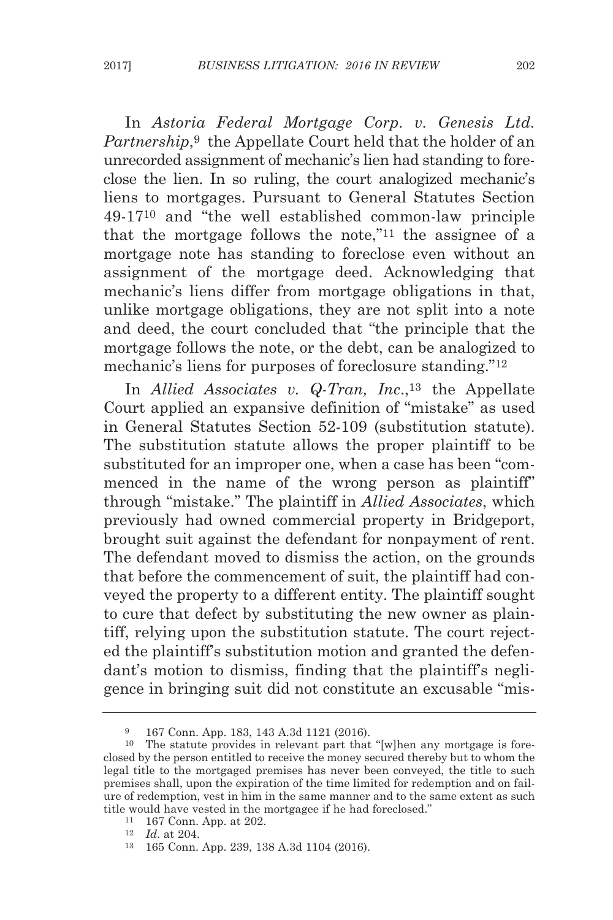In *Astoria Federal Mortgage Corp. v. Genesis Ltd. Partnership*,[9] the Appellate Court held that the holder of an unrecorded assignment of mechanic's lien had standing to foreclose the lien. In so ruling, the court analogized mechanic's liens to mortgages. Pursuant to General Statutes Section 49-17[10] and "the well established common-law principle that the mortgage follows the note,"[11] the assignee of a mortgage note has standing to foreclose even without an assignment of the mortgage deed. Acknowledging that mechanic's liens differ from mortgage obligations in that, unlike mortgage obligations, they are not split into a note and deed, the court concluded that "the principle that the mortgage follows the note, or the debt, can be analogized to mechanic's liens for purposes of foreclosure standing."[12]

In *Allied Associates v. Q-Tran, Inc.*,[13] the Appellate Court applied an expansive definition of "mistake" as used in General Statutes Section 52-109 (substitution statute). The substitution statute allows the proper plaintiff to be substituted for an improper one, when a case has been "commenced in the name of the wrong person as plaintiff" through "mistake." The plaintiff in *Allied Associates*, which previously had owned commercial property in Bridgeport, brought suit against the defendant for nonpayment of rent. The defendant moved to dismiss the action, on the grounds that before the commencement of suit, the plaintiff had conveyed the property to a different entity. The plaintiff sought to cure that defect by substituting the new owner as plaintiff, relying upon the substitution statute. The court rejected the plaintiff's substitution motion and granted the defendant's motion to dismiss, finding that the plaintiff's negligence in bringing suit did not constitute an excusable "mis-

---

[9] 167 Conn. App. 183, 143 A.3d 1121 (2016).

[10] The statute provides in relevant part that "[w]hen any mortgage is foreclosed by the person entitled to receive the money secured thereby but to whom the legal title to the mortgaged premises has never been conveyed, the title to such premises shall, upon the expiration of the time limited for redemption and on failure of redemption, vest in him in the same manner and to the same extent as such title would have vested in the mortgagee if he had foreclosed."

[11] 167 Conn. App. at 202.

[12] *Id*. at 204.

[13] 165 Conn. App. 239, 138 A.3d 1104 (2016).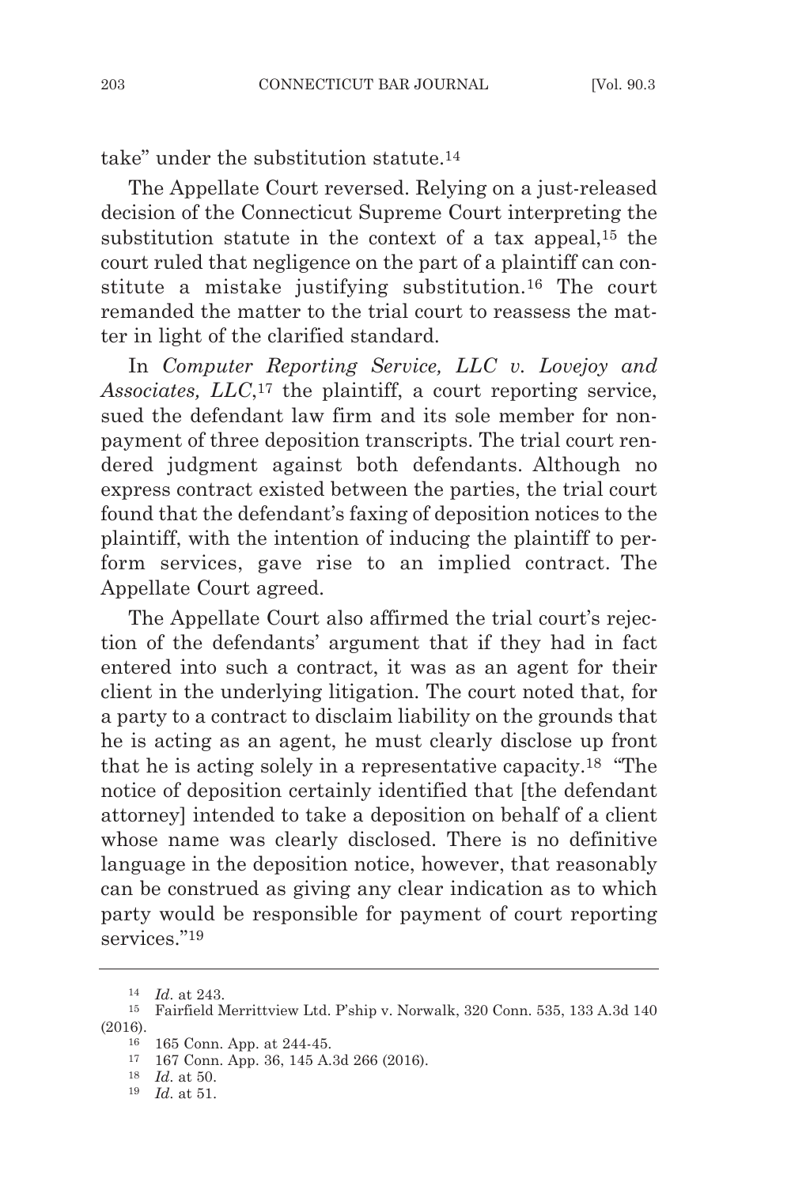take" under the substitution statute.[14]

The Appellate Court reversed. Relying on a just-released decision of the Connecticut Supreme Court interpreting the substitution statute in the context of a tax appeal,[15] the court ruled that negligence on the part of a plaintiff can constitute a mistake justifying substitution.[16] The court remanded the matter to the trial court to reassess the matter in light of the clarified standard.

In *Computer Reporting Service, LLC v. Lovejoy and Associates, LLC*,[17] the plaintiff, a court reporting service, sued the defendant law firm and its sole member for nonpayment of three deposition transcripts. The trial court rendered judgment against both defendants. Although no express contract existed between the parties, the trial court found that the defendant's faxing of deposition notices to the plaintiff, with the intention of inducing the plaintiff to perform services, gave rise to an implied contract. The Appellate Court agreed.

The Appellate Court also affirmed the trial court's rejection of the defendants' argument that if they had in fact entered into such a contract, it was as an agent for their client in the underlying litigation. The court noted that, for a party to a contract to disclaim liability on the grounds that he is acting as an agent, he must clearly disclose up front that he is acting solely in a representative capacity.[18] "The notice of deposition certainly identified that [the defendant attorney] intended to take a deposition on behalf of a client whose name was clearly disclosed. There is no definitive language in the deposition notice, however, that reasonably can be construed as giving any clear indication as to which party would be responsible for payment of court reporting services."[19]

---

[14] *Id.* at 243.

[15] Fairfield Merrittview Ltd. P'ship v. Norwalk, 320 Conn. 535, 133 A.3d 140 (2016).

[16] 165 Conn. App. at 244-45.

[17] 167 Conn. App. 36, 145 A.3d 266 (2016).

[18] *Id.* at 50.

[19] *Id.* at 51.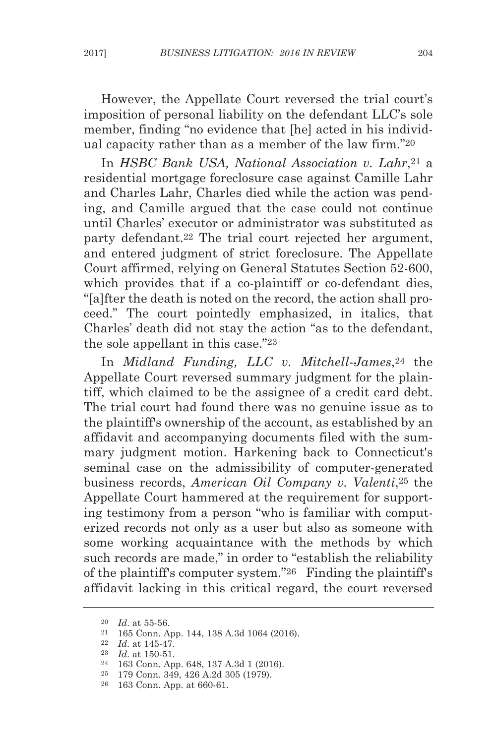However, the Appellate Court reversed the trial court's imposition of personal liability on the defendant LLC's sole member, finding "no evidence that [he] acted in his individual capacity rather than as a member of the law firm."[20]

In *HSBC Bank USA, National Association v. Lahr*,[21] a residential mortgage foreclosure case against Camille Lahr and Charles Lahr, Charles died while the action was pending, and Camille argued that the case could not continue until Charles' executor or administrator was substituted as party defendant.[22] The trial court rejected her argument, and entered judgment of strict foreclosure. The Appellate Court affirmed, relying on General Statutes Section 52-600, which provides that if a co-plaintiff or co-defendant dies, "[a]fter the death is noted on the record, the action shall proceed." The court pointedly emphasized, in italics, that Charles' death did not stay the action "as to the defendant, the sole appellant in this case."[23]

In *Midland Funding, LLC v. Mitchell-James*,[24] the Appellate Court reversed summary judgment for the plaintiff, which claimed to be the assignee of a credit card debt. The trial court had found there was no genuine issue as to the plaintiff's ownership of the account, as established by an affidavit and accompanying documents filed with the summary judgment motion. Harkening back to Connecticut's seminal case on the admissibility of computer-generated business records, *American Oil Company v. Valenti*,[25] the Appellate Court hammered at the requirement for supporting testimony from a person "who is familiar with computerized records not only as a user but also as someone with some working acquaintance with the methods by which such records are made," in order to "establish the reliability of the plaintiff's computer system."[26] Finding the plaintiff's affidavit lacking in this critical regard, the court reversed

---

[20] *Id*. at 55-56.

[21] 165 Conn. App. 144, 138 A.3d 1064 (2016).

[22] *Id*. at 145-47.

[23] *Id*. at 150-51.

[24] 163 Conn. App. 648, 137 A.3d 1 (2016).

[25] 179 Conn. 349, 426 A.2d 305 (1979).

[26] 163 Conn. App. at 660-61.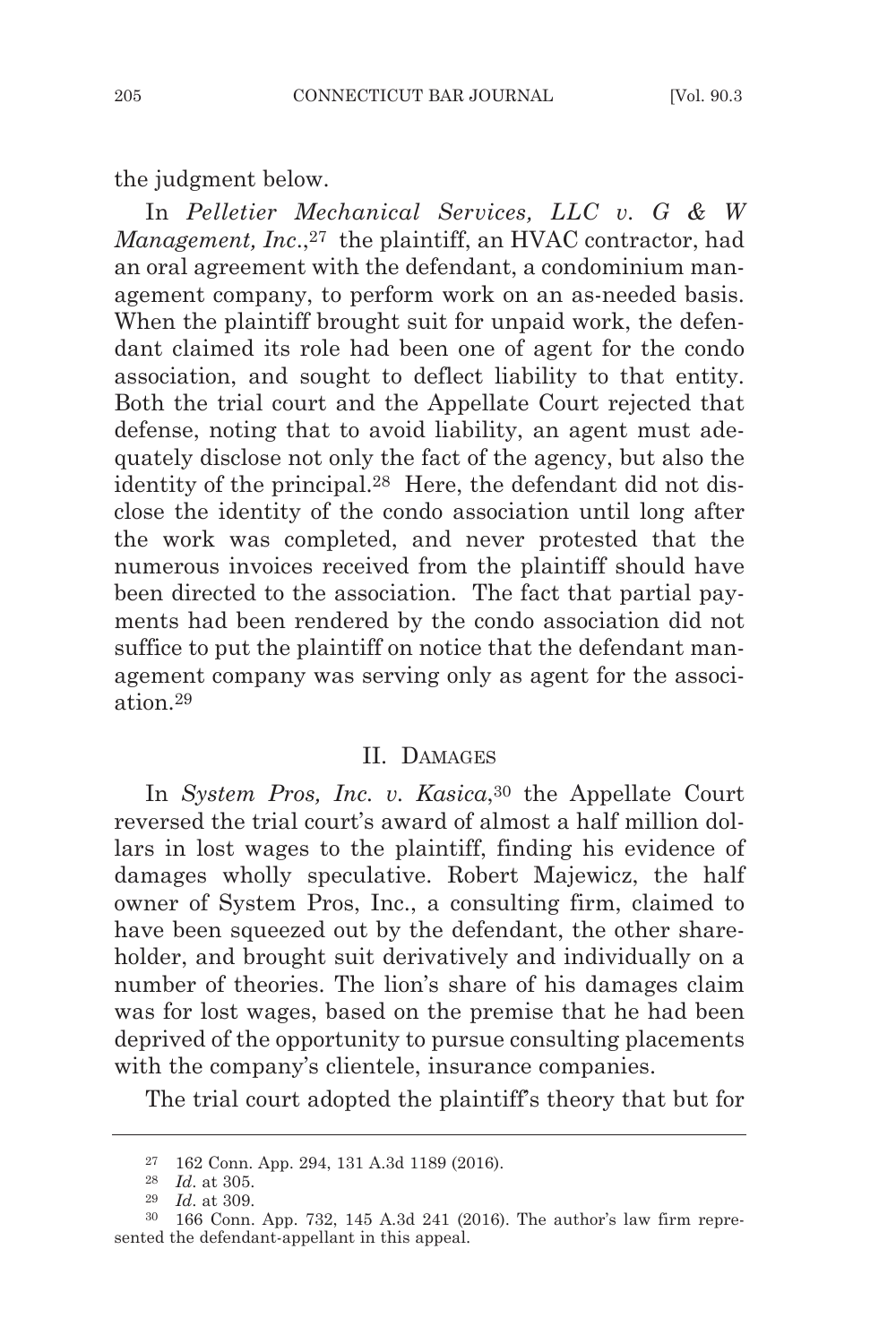the judgment below.

In *Pelletier Mechanical Services, LLC v. G & W Management, Inc*.,[27] the plaintiff, an HVAC contractor, had an oral agreement with the defendant, a condominium management company, to perform work on an as-needed basis. When the plaintiff brought suit for unpaid work, the defendant claimed its role had been one of agent for the condo association, and sought to deflect liability to that entity. Both the trial court and the Appellate Court rejected that defense, noting that to avoid liability, an agent must adequately disclose not only the fact of the agency, but also the identity of the principal.[28] Here, the defendant did not disclose the identity of the condo association until long after the work was completed, and never protested that the numerous invoices received from the plaintiff should have been directed to the association. The fact that partial payments had been rendered by the condo association did not suffice to put the plaintiff on notice that the defendant management company was serving only as agent for the association.[29]

## II. Damages

In *System Pros, Inc. v. Kasica*,[30] the Appellate Court reversed the trial court's award of almost a half million dollars in lost wages to the plaintiff, finding his evidence of damages wholly speculative. Robert Majewicz, the half owner of System Pros, Inc., a consulting firm, claimed to have been squeezed out by the defendant, the other shareholder, and brought suit derivatively and individually on a number of theories. The lion's share of his damages claim was for lost wages, based on the premise that he had been deprived of the opportunity to pursue consulting placements with the company's clientele, insurance companies.

The trial court adopted the plaintiff's theory that but for

---

[27] 162 Conn. App. 294, 131 A.3d 1189 (2016).

[28] *Id*. at 305.

[29] *Id*. at 309.

[30] 166 Conn. App. 732, 145 A.3d 241 (2016). The author's law firm represented the defendant-appellant in this appeal.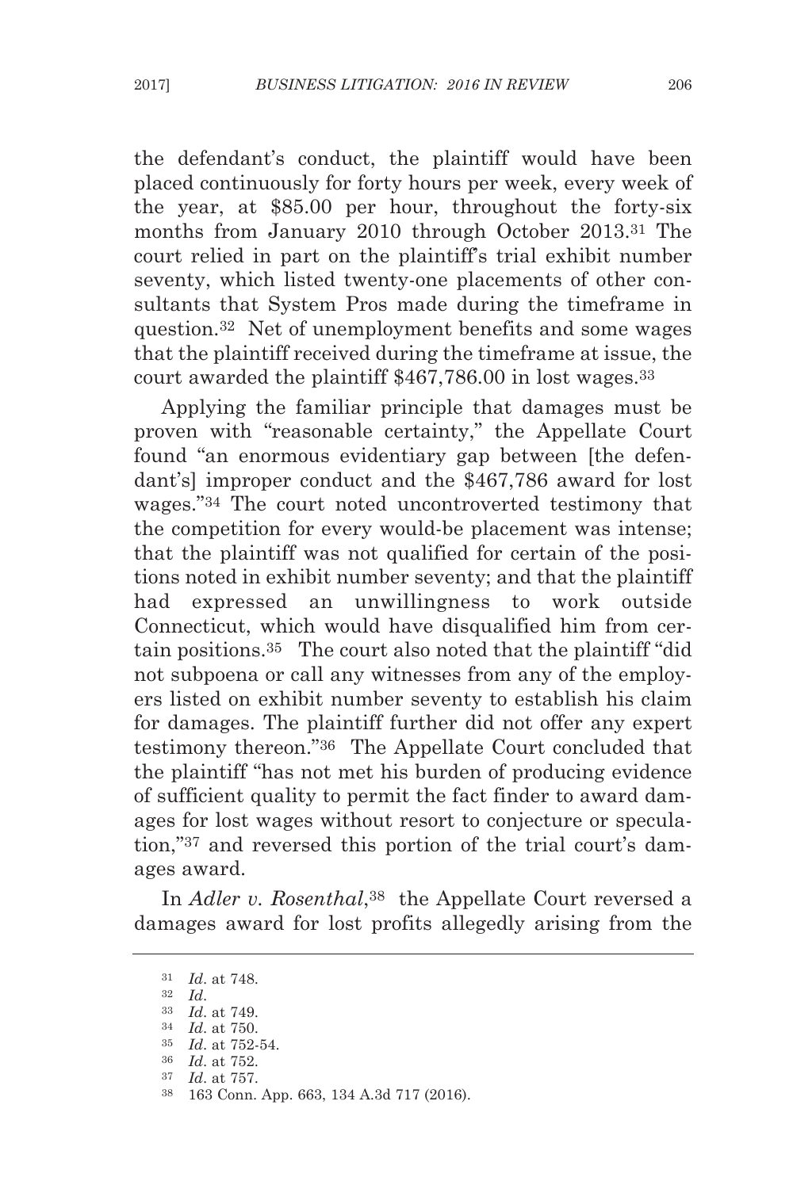the defendant's conduct, the plaintiff would have been placed continuously for forty hours per week, every week of the year, at $85.00 per hour, throughout the forty-six months from January 2010 through October 2013.[31] The court relied in part on the plaintiff's trial exhibit number seventy, which listed twenty-one placements of other consultants that System Pros made during the timeframe in question.[32] Net of unemployment benefits and some wages that the plaintiff received during the timeframe at issue, the court awarded the plaintiff $467,786.00 in lost wages.[33]

Applying the familiar principle that damages must be proven with "reasonable certainty," the Appellate Court found "an enormous evidentiary gap between [the defendant's] improper conduct and the $467,786 award for lost wages."[34] The court noted uncontroverted testimony that the competition for every would-be placement was intense; that the plaintiff was not qualified for certain of the positions noted in exhibit number seventy; and that the plaintiff had expressed an unwillingness to work outside Connecticut, which would have disqualified him from certain positions.[35] The court also noted that the plaintiff "did not subpoena or call any witnesses from any of the employers listed on exhibit number seventy to establish his claim for damages. The plaintiff further did not offer any expert testimony thereon."[36] The Appellate Court concluded that the plaintiff "has not met his burden of producing evidence of sufficient quality to permit the fact finder to award damages for lost wages without resort to conjecture or speculation,"[37] and reversed this portion of the trial court's damages award.

In *Adler v. Rosenthal*,[38] the Appellate Court reversed a damages award for lost profits allegedly arising from the

---

[31] *Id*. at 748.

[32] *Id*.

[33] *Id*. at 749.

[34] *Id*. at 750.

[35] *Id*. at 752-54.

[36] *Id*. at 752.

[37] *Id*. at 757.

[38] 163 Conn. App. 663, 134 A.3d 717 (2016).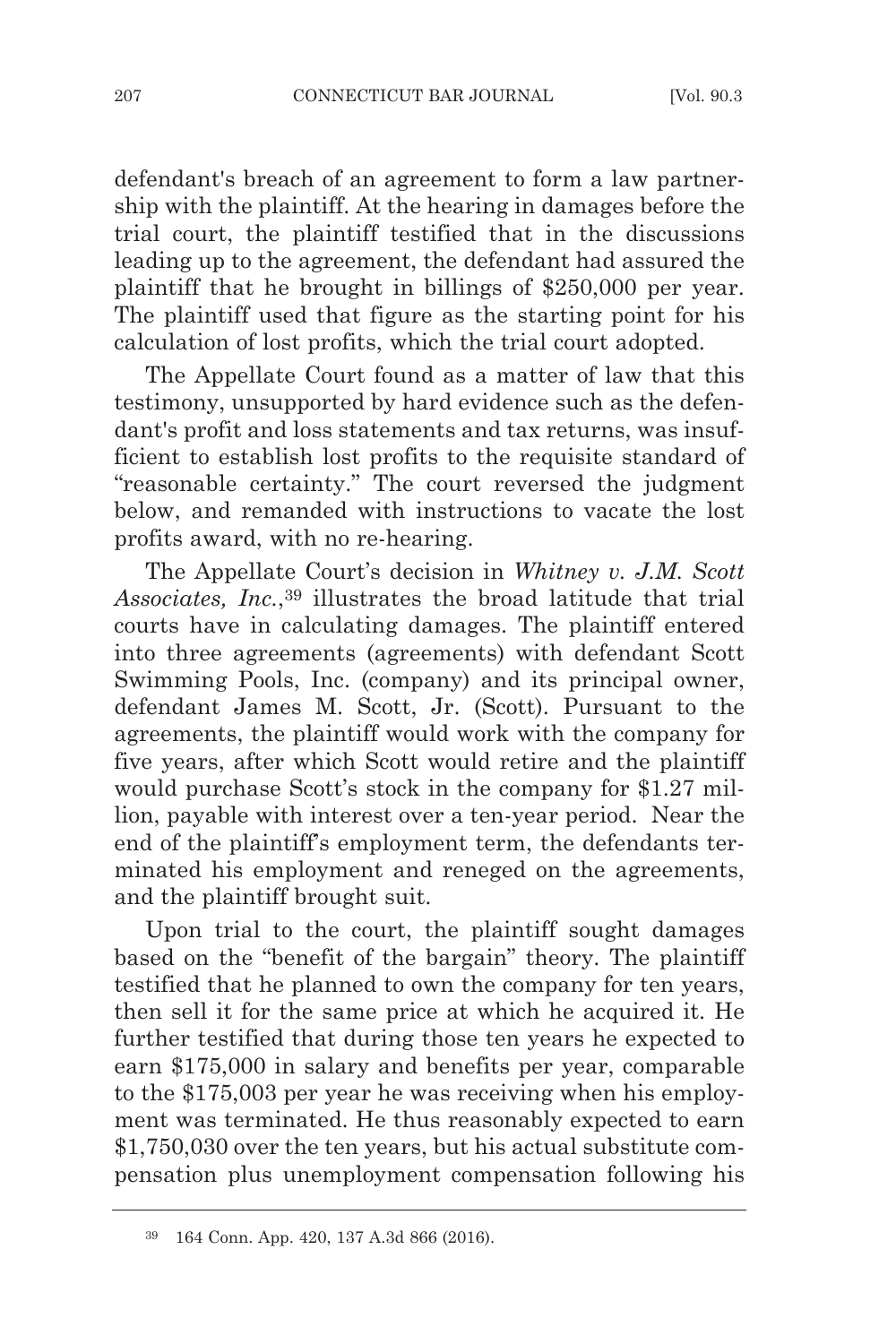defendant's breach of an agreement to form a law partnership with the plaintiff. At the hearing in damages before the trial court, the plaintiff testified that in the discussions leading up to the agreement, the defendant had assured the plaintiff that he brought in billings of $250,000 per year. The plaintiff used that figure as the starting point for his calculation of lost profits, which the trial court adopted.

The Appellate Court found as a matter of law that this testimony, unsupported by hard evidence such as the defendant's profit and loss statements and tax returns, was insufficient to establish lost profits to the requisite standard of "reasonable certainty." The court reversed the judgment below, and remanded with instructions to vacate the lost profits award, with no re-hearing.

The Appellate Court's decision in *Whitney v. J.M. Scott Associates, Inc.*,[39] illustrates the broad latitude that trial courts have in calculating damages. The plaintiff entered into three agreements (agreements) with defendant Scott Swimming Pools, Inc. (company) and its principal owner, defendant James M. Scott, Jr. (Scott). Pursuant to the agreements, the plaintiff would work with the company for five years, after which Scott would retire and the plaintiff would purchase Scott's stock in the company for $1.27 million, payable with interest over a ten-year period. Near the end of the plaintiff's employment term, the defendants terminated his employment and reneged on the agreements, and the plaintiff brought suit.

Upon trial to the court, the plaintiff sought damages based on the "benefit of the bargain" theory. The plaintiff testified that he planned to own the company for ten years, then sell it for the same price at which he acquired it. He further testified that during those ten years he expected to earn $175,000 in salary and benefits per year, comparable to the $175,003 per year he was receiving when his employment was terminated. He thus reasonably expected to earn $1,750,030 over the ten years, but his actual substitute compensation plus unemployment compensation following his

---

[39] 164 Conn. App. 420, 137 A.3d 866 (2016).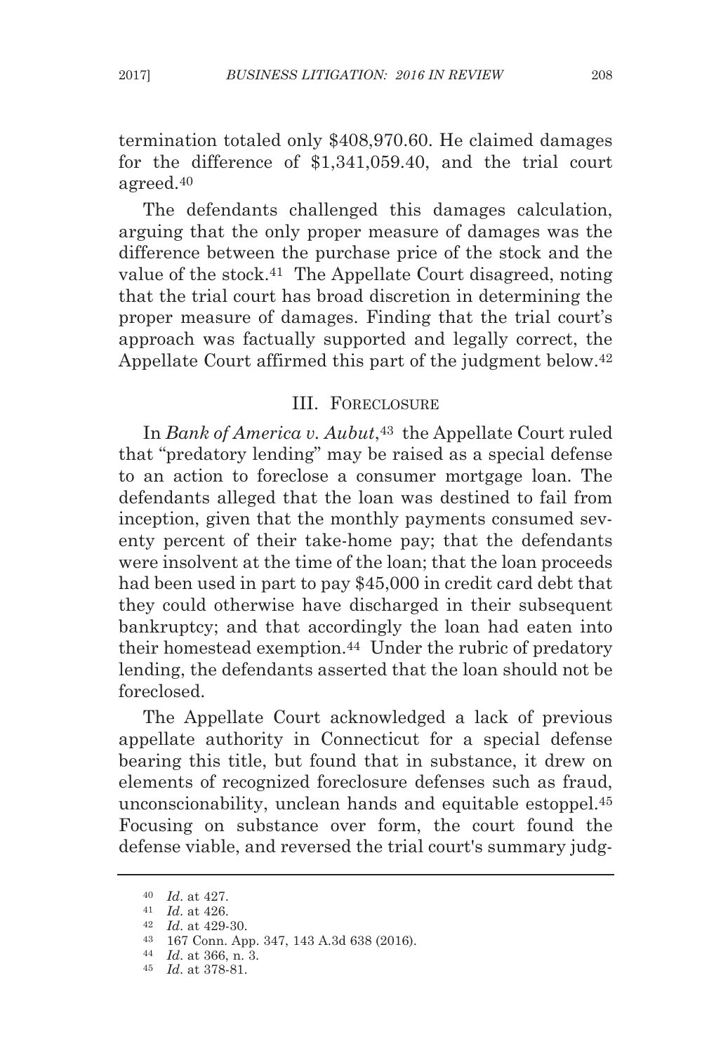termination totaled only $408,970.60. He claimed damages for the difference of $1,341,059.40, and the trial court agreed.[40]

The defendants challenged this damages calculation, arguing that the only proper measure of damages was the difference between the purchase price of the stock and the value of the stock.[41] The Appellate Court disagreed, noting that the trial court has broad discretion in determining the proper measure of damages. Finding that the trial court's approach was factually supported and legally correct, the Appellate Court affirmed this part of the judgment below.[42]

## III. FORECLOSURE

In *Bank of America v. Aubut*,[43] the Appellate Court ruled that "predatory lending" may be raised as a special defense to an action to foreclose a consumer mortgage loan. The defendants alleged that the loan was destined to fail from inception, given that the monthly payments consumed seventy percent of their take-home pay; that the defendants were insolvent at the time of the loan; that the loan proceeds had been used in part to pay $45,000 in credit card debt that they could otherwise have discharged in their subsequent bankruptcy; and that accordingly the loan had eaten into their homestead exemption.[44] Under the rubric of predatory lending, the defendants asserted that the loan should not be foreclosed.

The Appellate Court acknowledged a lack of previous appellate authority in Connecticut for a special defense bearing this title, but found that in substance, it drew on elements of recognized foreclosure defenses such as fraud, unconscionability, unclean hands and equitable estoppel.[45] Focusing on substance over form, the court found the defense viable, and reversed the trial court's summary judg-

---

[40] *Id*. at 427.

[41] *Id*. at 426.

[42] *Id*. at 429-30.

[43] 167 Conn. App. 347, 143 A.3d 638 (2016).

[44] *Id*. at 366, n. 3.

[45] *Id*. at 378-81.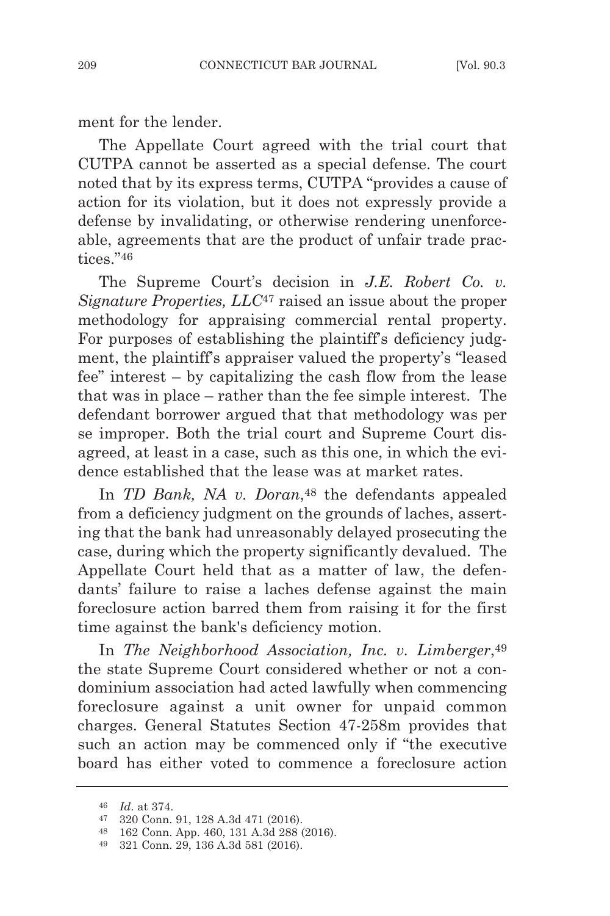ment for the lender.

The Appellate Court agreed with the trial court that CUTPA cannot be asserted as a special defense. The court noted that by its express terms, CUTPA "provides a cause of action for its violation, but it does not expressly provide a defense by invalidating, or otherwise rendering unenforceable, agreements that are the product of unfair trade practices."[46]

The Supreme Court's decision in *J.E. Robert Co. v. Signature Properties, LLC*[47] raised an issue about the proper methodology for appraising commercial rental property. For purposes of establishing the plaintiff's deficiency judgment, the plaintiff's appraiser valued the property's "leased fee" interest – by capitalizing the cash flow from the lease that was in place – rather than the fee simple interest. The defendant borrower argued that that methodology was per se improper. Both the trial court and Supreme Court disagreed, at least in a case, such as this one, in which the evidence established that the lease was at market rates.

In *TD Bank, NA v. Doran*,[48] the defendants appealed from a deficiency judgment on the grounds of laches, asserting that the bank had unreasonably delayed prosecuting the case, during which the property significantly devalued. The Appellate Court held that as a matter of law, the defendants' failure to raise a laches defense against the main foreclosure action barred them from raising it for the first time against the bank's deficiency motion.

In *The Neighborhood Association, Inc. v. Limberger*,[49] the state Supreme Court considered whether or not a condominium association had acted lawfully when commencing foreclosure against a unit owner for unpaid common charges. General Statutes Section 47-258m provides that such an action may be commenced only if "the executive board has either voted to commence a foreclosure action

---

[46] *Id*. at 374.

[47] 320 Conn. 91, 128 A.3d 471 (2016).

[48] 162 Conn. App. 460, 131 A.3d 288 (2016).

[49] 321 Conn. 29, 136 A.3d 581 (2016).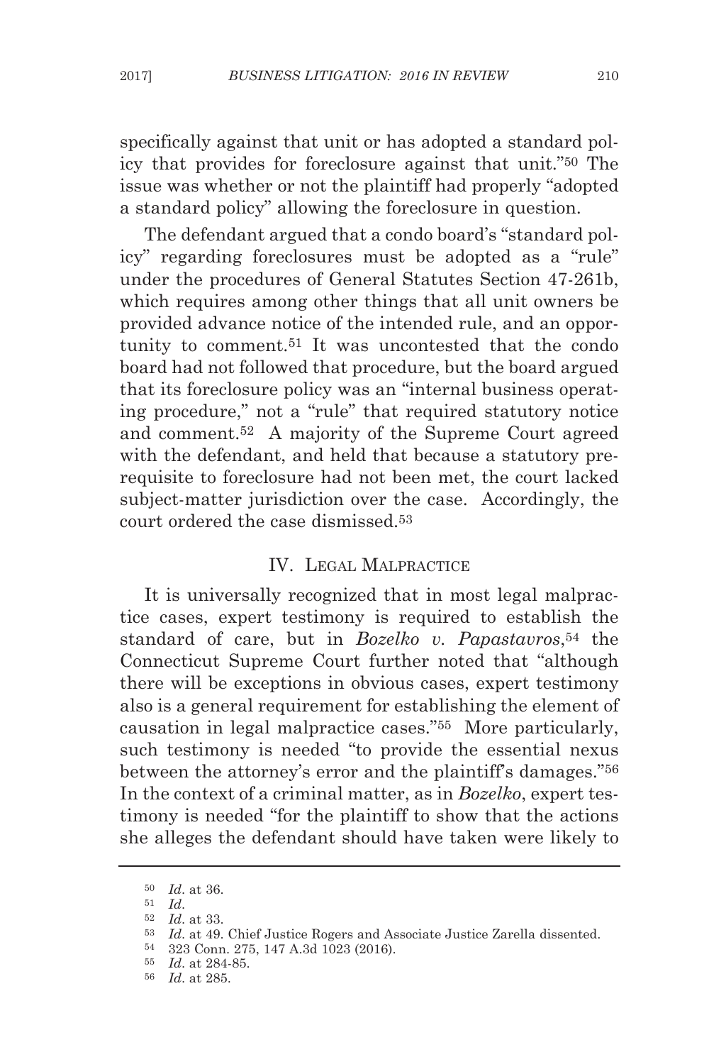specifically against that unit or has adopted a standard policy that provides for foreclosure against that unit."[50] The issue was whether or not the plaintiff had properly "adopted a standard policy" allowing the foreclosure in question.

The defendant argued that a condo board's "standard policy" regarding foreclosures must be adopted as a "rule" under the procedures of General Statutes Section 47-261b, which requires among other things that all unit owners be provided advance notice of the intended rule, and an opportunity to comment.[51] It was uncontested that the condo board had not followed that procedure, but the board argued that its foreclosure policy was an "internal business operating procedure," not a "rule" that required statutory notice and comment.[52] A majority of the Supreme Court agreed with the defendant, and held that because a statutory prerequisite to foreclosure had not been met, the court lacked subject-matter jurisdiction over the case. Accordingly, the court ordered the case dismissed.[53]

## IV. Legal Malpractice

It is universally recognized that in most legal malpractice cases, expert testimony is required to establish the standard of care, but in *Bozelko v. Papastavros*,[54] the Connecticut Supreme Court further noted that "although there will be exceptions in obvious cases, expert testimony also is a general requirement for establishing the element of causation in legal malpractice cases."[55] More particularly, such testimony is needed "to provide the essential nexus between the attorney's error and the plaintiff's damages."[56] In the context of a criminal matter, as in *Bozelko*, expert testimony is needed "for the plaintiff to show that the actions she alleges the defendant should have taken were likely to

---

[50] *Id*. at 36.

[51] *Id*.

[52] *Id*. at 33.

[53] *Id*. at 49. Chief Justice Rogers and Associate Justice Zarella dissented.

[54] 323 Conn. 275, 147 A.3d 1023 (2016).

[55] *Id*. at 284-85.

[56] *Id*. at 285.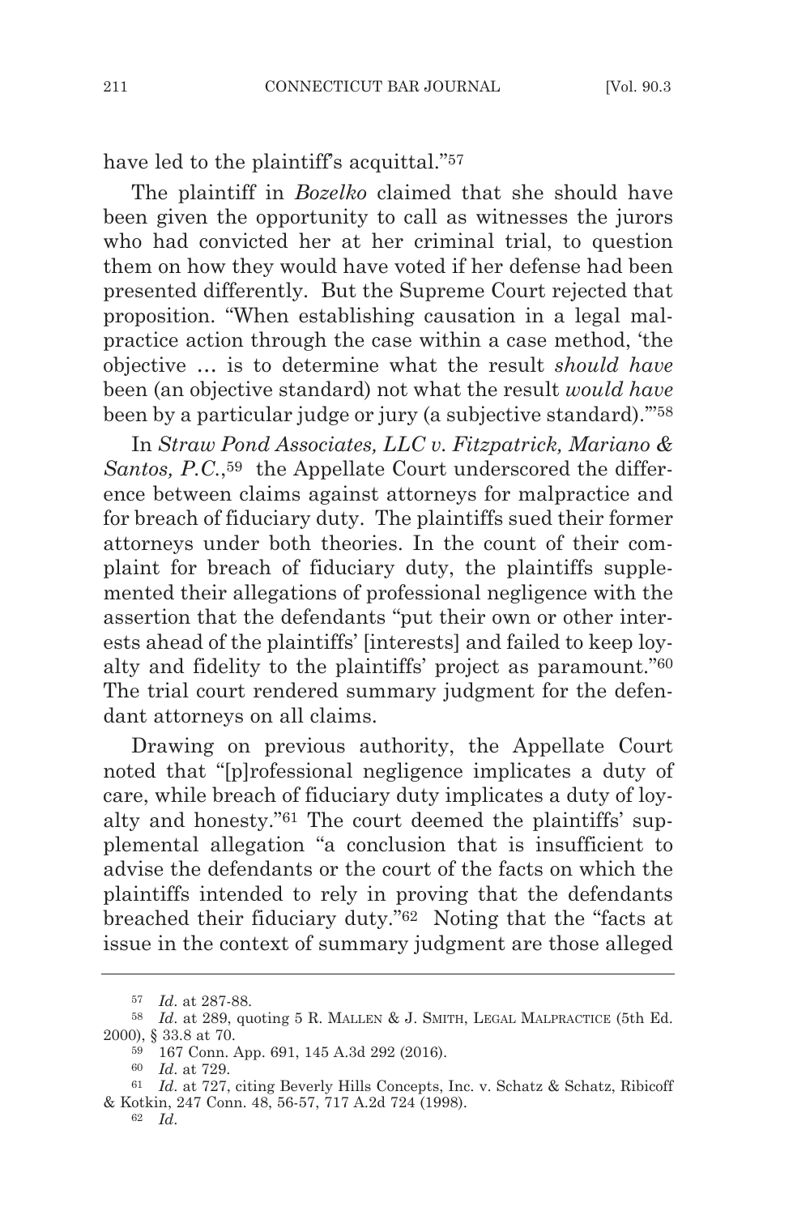have led to the plaintiff's acquittal."[57]

The plaintiff in *Bozelko* claimed that she should have been given the opportunity to call as witnesses the jurors who had convicted her at her criminal trial, to question them on how they would have voted if her defense had been presented differently. But the Supreme Court rejected that proposition. "When establishing causation in a legal malpractice action through the case within a case method, 'the objective … is to determine what the result *should have* been (an objective standard) not what the result *would have* been by a particular judge or jury (a subjective standard).'"[58]

In *Straw Pond Associates, LLC v. Fitzpatrick, Mariano & Santos, P.C.*,[59] the Appellate Court underscored the difference between claims against attorneys for malpractice and for breach of fiduciary duty. The plaintiffs sued their former attorneys under both theories. In the count of their complaint for breach of fiduciary duty, the plaintiffs supplemented their allegations of professional negligence with the assertion that the defendants "put their own or other interests ahead of the plaintiffs' [interests] and failed to keep loyalty and fidelity to the plaintiffs' project as paramount."[60] The trial court rendered summary judgment for the defendant attorneys on all claims.

Drawing on previous authority, the Appellate Court noted that "[p]rofessional negligence implicates a duty of care, while breach of fiduciary duty implicates a duty of loyalty and honesty."[61] The court deemed the plaintiffs' supplemental allegation "a conclusion that is insufficient to advise the defendants or the court of the facts on which the plaintiffs intended to rely in proving that the defendants breached their fiduciary duty."[62] Noting that the "facts at issue in the context of summary judgment are those alleged

---

[57] *Id*. at 287-88.

[58] *Id*. at 289, quoting 5 R. Mallen & J. Smith, Legal Malpractice (5th Ed. 2000), § 33.8 at 70.

[59] 167 Conn. App. 691, 145 A.3d 292 (2016).

[60] *Id*. at 729.

[61] *Id*. at 727, citing Beverly Hills Concepts, Inc. v. Schatz & Schatz, Ribicoff & Kotkin, 247 Conn. 48, 56-57, 717 A.2d 724 (1998).

[62] *Id*.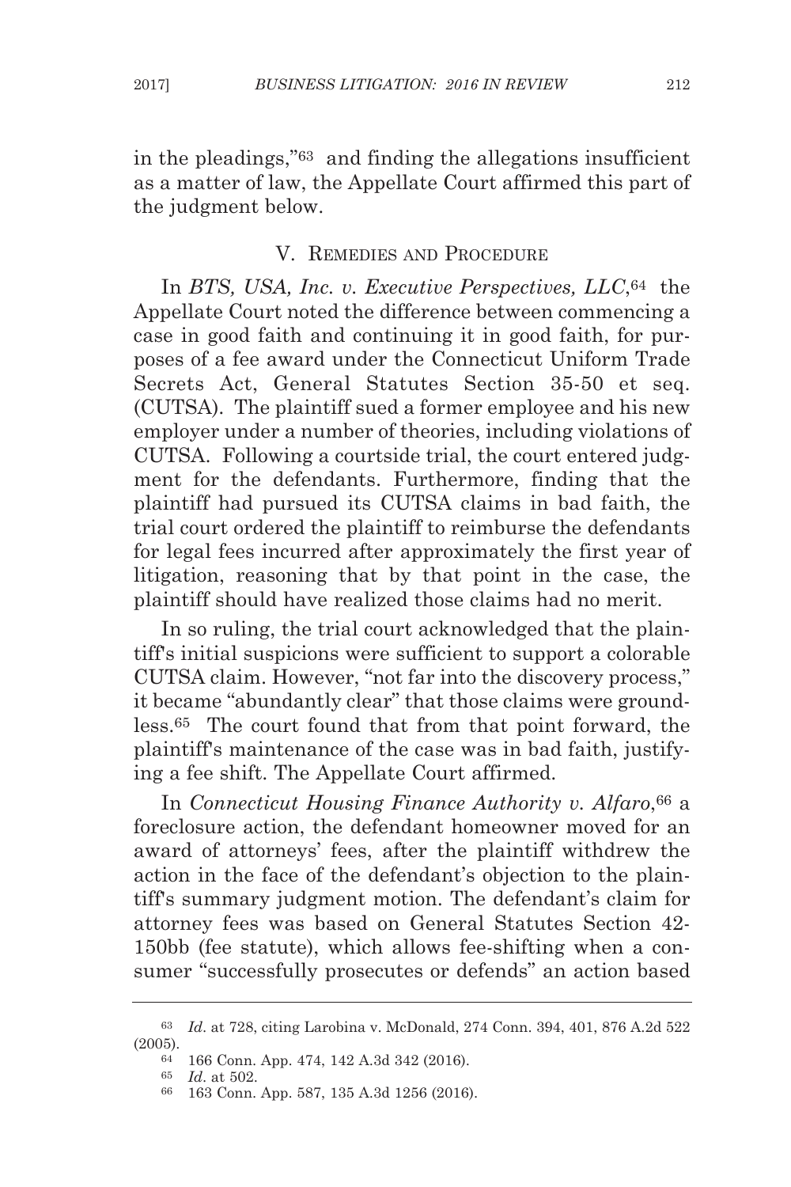in the pleadings,"[63] and finding the allegations insufficient as a matter of law, the Appellate Court affirmed this part of the judgment below.

## V. Remedies and Procedure

In *BTS, USA, Inc. v. Executive Perspectives, LLC*,[64] the Appellate Court noted the difference between commencing a case in good faith and continuing it in good faith, for purposes of a fee award under the Connecticut Uniform Trade Secrets Act, General Statutes Section 35-50 et seq. (CUTSA). The plaintiff sued a former employee and his new employer under a number of theories, including violations of CUTSA. Following a courtside trial, the court entered judgment for the defendants. Furthermore, finding that the plaintiff had pursued its CUTSA claims in bad faith, the trial court ordered the plaintiff to reimburse the defendants for legal fees incurred after approximately the first year of litigation, reasoning that by that point in the case, the plaintiff should have realized those claims had no merit.

In so ruling, the trial court acknowledged that the plaintiff's initial suspicions were sufficient to support a colorable CUTSA claim. However, "not far into the discovery process," it became "abundantly clear" that those claims were groundless.[65] The court found that from that point forward, the plaintiff's maintenance of the case was in bad faith, justifying a fee shift. The Appellate Court affirmed.

In *Connecticut Housing Finance Authority v. Alfaro*,[66] a foreclosure action, the defendant homeowner moved for an award of attorneys' fees, after the plaintiff withdrew the action in the face of the defendant's objection to the plaintiff's summary judgment motion. The defendant's claim for attorney fees was based on General Statutes Section 42-150bb (fee statute), which allows fee-shifting when a consumer "successfully prosecutes or defends" an action based

[63] *Id*. at 728, citing Larobina v. McDonald, 274 Conn. 394, 401, 876 A.2d 522 (2005).

[64] 166 Conn. App. 474, 142 A.3d 342 (2016).

[65] *Id*. at 502.

[66] 163 Conn. App. 587, 135 A.3d 1256 (2016).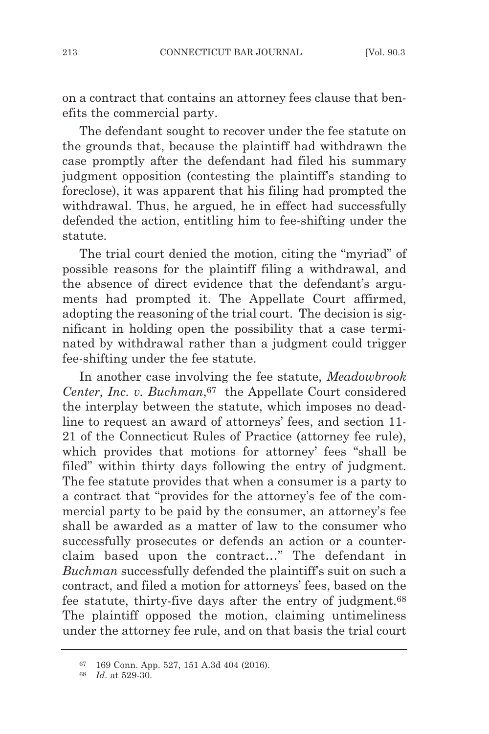on a contract that contains an attorney fees clause that benefits the commercial party.

The defendant sought to recover under the fee statute on the grounds that, because the plaintiff had withdrawn the case promptly after the defendant had filed his summary judgment opposition (contesting the plaintiff's standing to foreclose), it was apparent that his filing had prompted the withdrawal. Thus, he argued, he in effect had successfully defended the action, entitling him to fee-shifting under the statute.

The trial court denied the motion, citing the "myriad" of possible reasons for the plaintiff filing a withdrawal, and the absence of direct evidence that the defendant's arguments had prompted it. The Appellate Court affirmed, adopting the reasoning of the trial court. The decision is significant in holding open the possibility that a case terminated by withdrawal rather than a judgment could trigger fee-shifting under the fee statute.

In another case involving the fee statute, *Meadowbrook Center, Inc. v. Buchman*,[67] the Appellate Court considered the interplay between the statute, which imposes no deadline to request an award of attorneys' fees, and section 11-21 of the Connecticut Rules of Practice (attorney fee rule), which provides that motions for attorney' fees "shall be filed" within thirty days following the entry of judgment. The fee statute provides that when a consumer is a party to a contract that "provides for the attorney's fee of the commercial party to be paid by the consumer, an attorney's fee shall be awarded as a matter of law to the consumer who successfully prosecutes or defends an action or a counterclaim based upon the contract…" The defendant in *Buchman* successfully defended the plaintiff's suit on such a contract, and filed a motion for attorneys' fees, based on the fee statute, thirty-five days after the entry of judgment.[68] The plaintiff opposed the motion, claiming untimeliness under the attorney fee rule, and on that basis the trial court

---

[67] 169 Conn. App. 527, 151 A.3d 404 (2016).

[68] *Id.* at 529-30.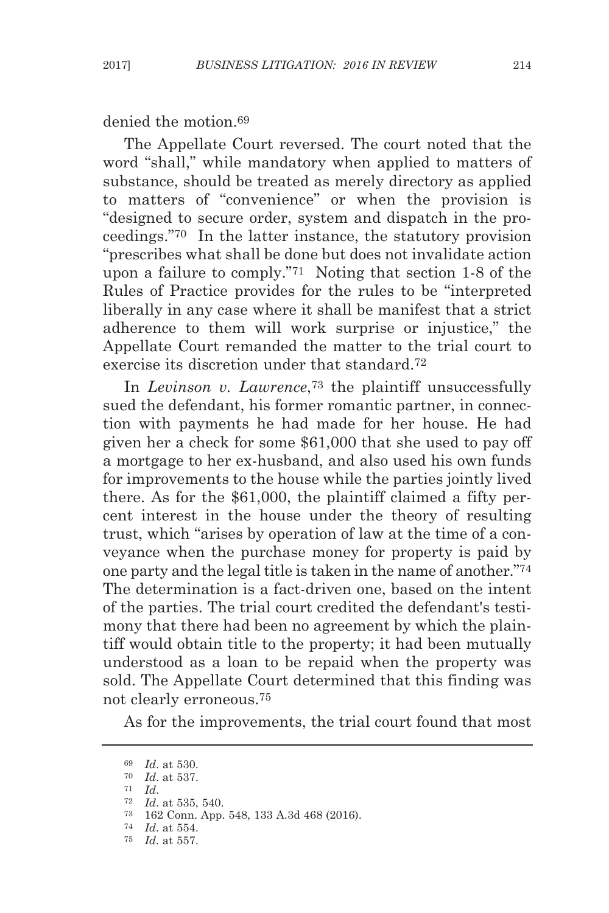denied the motion.[69]

The Appellate Court reversed. The court noted that the word "shall," while mandatory when applied to matters of substance, should be treated as merely directory as applied to matters of "convenience" or when the provision is "designed to secure order, system and dispatch in the proceedings."[70] In the latter instance, the statutory provision "prescribes what shall be done but does not invalidate action upon a failure to comply."[71] Noting that section 1-8 of the Rules of Practice provides for the rules to be "interpreted liberally in any case where it shall be manifest that a strict adherence to them will work surprise or injustice," the Appellate Court remanded the matter to the trial court to exercise its discretion under that standard.[72]

In *Levinson v. Lawrence*,[73] the plaintiff unsuccessfully sued the defendant, his former romantic partner, in connection with payments he had made for her house. He had given her a check for some $61,000 that she used to pay off a mortgage to her ex-husband, and also used his own funds for improvements to the house while the parties jointly lived there. As for the $61,000, the plaintiff claimed a fifty percent interest in the house under the theory of resulting trust, which "arises by operation of law at the time of a conveyance when the purchase money for property is paid by one party and the legal title is taken in the name of another."[74] The determination is a fact-driven one, based on the intent of the parties. The trial court credited the defendant's testimony that there had been no agreement by which the plaintiff would obtain title to the property; it had been mutually understood as a loan to be repaid when the property was sold. The Appellate Court determined that this finding was not clearly erroneous.[75]

As for the improvements, the trial court found that most

---

69 *Id*. at 530.
70 *Id*. at 537.
71 *Id*.
72 *Id*. at 535, 540.
73 162 Conn. App. 548, 133 A.3d 468 (2016).
74 *Id*. at 554.
75 *Id*. at 557.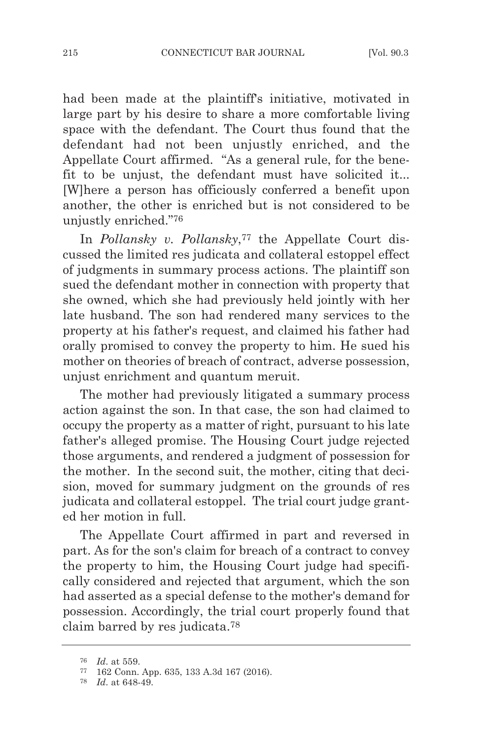had been made at the plaintiff's initiative, motivated in large part by his desire to share a more comfortable living space with the defendant. The Court thus found that the defendant had not been unjustly enriched, and the Appellate Court affirmed. "As a general rule, for the benefit to be unjust, the defendant must have solicited it... [W]here a person has officiously conferred a benefit upon another, the other is enriched but is not considered to be unjustly enriched."[76]

In *Pollansky v. Pollansky*,[77] the Appellate Court discussed the limited res judicata and collateral estoppel effect of judgments in summary process actions. The plaintiff son sued the defendant mother in connection with property that she owned, which she had previously held jointly with her late husband. The son had rendered many services to the property at his father's request, and claimed his father had orally promised to convey the property to him. He sued his mother on theories of breach of contract, adverse possession, unjust enrichment and quantum meruit.

The mother had previously litigated a summary process action against the son. In that case, the son had claimed to occupy the property as a matter of right, pursuant to his late father's alleged promise. The Housing Court judge rejected those arguments, and rendered a judgment of possession for the mother. In the second suit, the mother, citing that decision, moved for summary judgment on the grounds of res judicata and collateral estoppel. The trial court judge granted her motion in full.

The Appellate Court affirmed in part and reversed in part. As for the son's claim for breach of a contract to convey the property to him, the Housing Court judge had specifically considered and rejected that argument, which the son had asserted as a special defense to the mother's demand for possession. Accordingly, the trial court properly found that claim barred by res judicata.[78]

---

[76] *Id*. at 559.

[77] 162 Conn. App. 635, 133 A.3d 167 (2016).

[78] *Id*. at 648-49.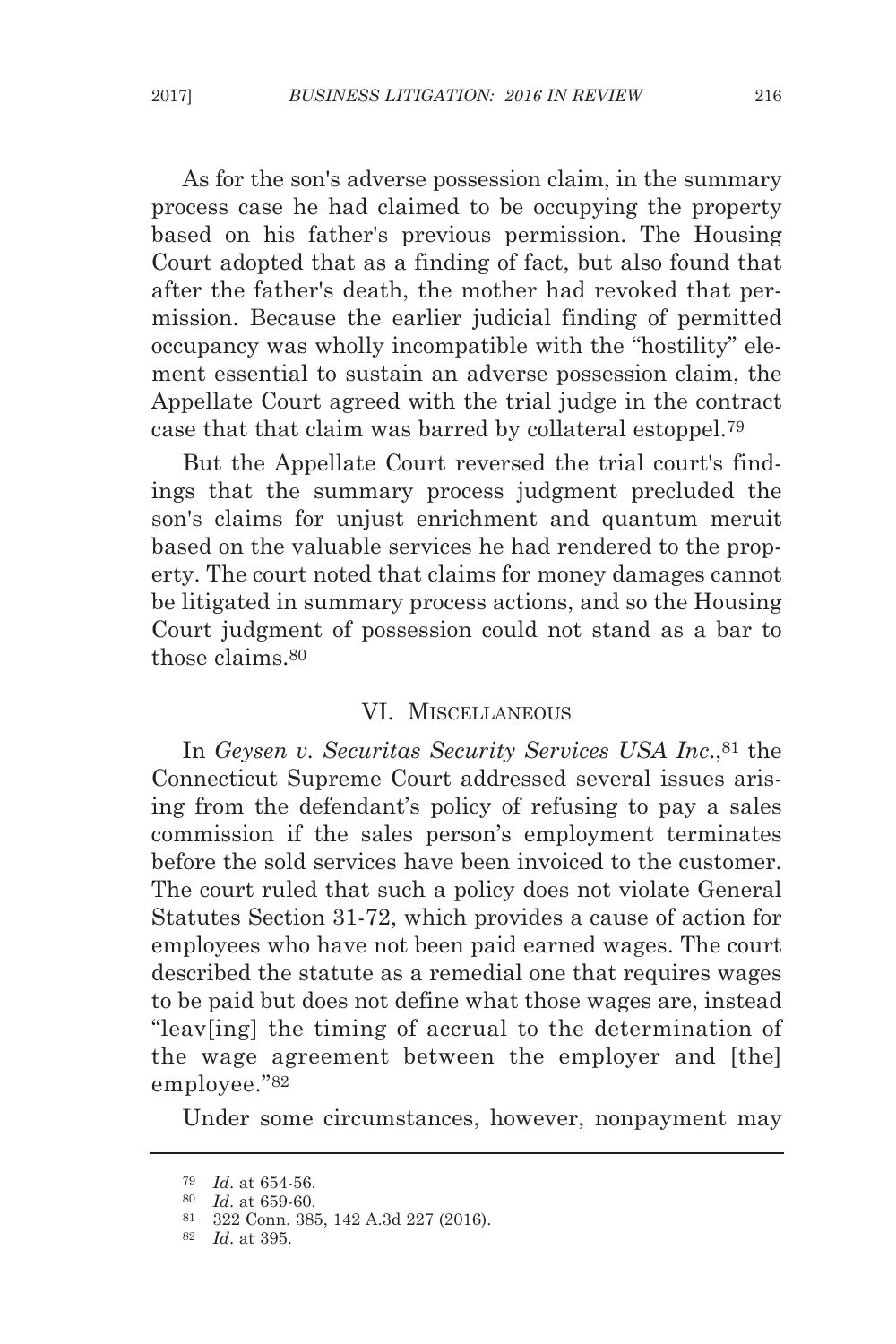As for the son's adverse possession claim, in the summary process case he had claimed to be occupying the property based on his father's previous permission. The Housing Court adopted that as a finding of fact, but also found that after the father's death, the mother had revoked that permission. Because the earlier judicial finding of permitted occupancy was wholly incompatible with the "hostility" element essential to sustain an adverse possession claim, the Appellate Court agreed with the trial judge in the contract case that that claim was barred by collateral estoppel.[79]

But the Appellate Court reversed the trial court's findings that the summary process judgment precluded the son's claims for unjust enrichment and quantum meruit based on the valuable services he had rendered to the property. The court noted that claims for money damages cannot be litigated in summary process actions, and so the Housing Court judgment of possession could not stand as a bar to those claims.[80]

## VI. Miscellaneous

In *Geysen v. Securitas Security Services USA Inc.*,[81] the Connecticut Supreme Court addressed several issues arising from the defendant's policy of refusing to pay a sales commission if the sales person's employment terminates before the sold services have been invoiced to the customer. The court ruled that such a policy does not violate General Statutes Section 31-72, which provides a cause of action for employees who have not been paid earned wages. The court described the statute as a remedial one that requires wages to be paid but does not define what those wages are, instead "leav[ing] the timing of accrual to the determination of the wage agreement between the employer and [the] employee."[82]

Under some circumstances, however, nonpayment may

---

[79] *Id.* at 654-56.

[80] *Id.* at 659-60.

[81] 322 Conn. 385, 142 A.3d 227 (2016).

[82] *Id.* at 395.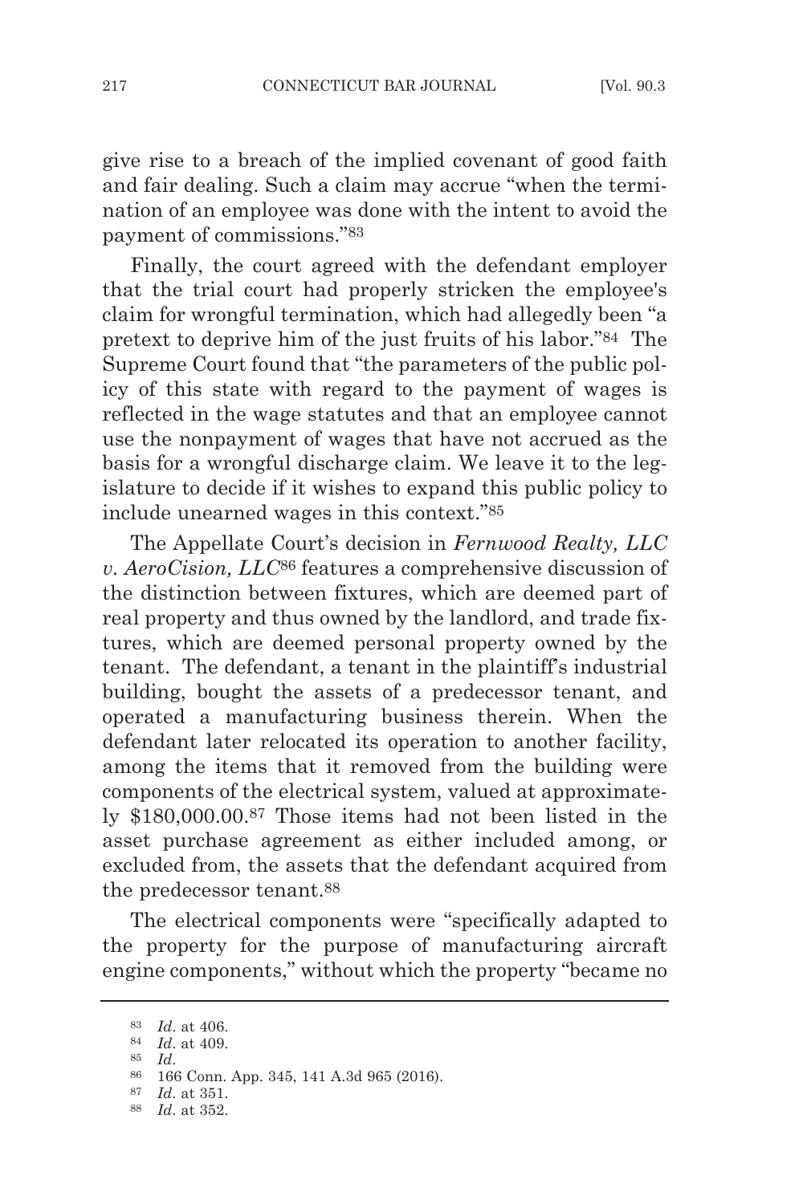give rise to a breach of the implied covenant of good faith and fair dealing. Such a claim may accrue "when the termination of an employee was done with the intent to avoid the payment of commissions."[83]

Finally, the court agreed with the defendant employer that the trial court had properly stricken the employee's claim for wrongful termination, which had allegedly been "a pretext to deprive him of the just fruits of his labor."[84] The Supreme Court found that "the parameters of the public policy of this state with regard to the payment of wages is reflected in the wage statutes and that an employee cannot use the nonpayment of wages that have not accrued as the basis for a wrongful discharge claim. We leave it to the legislature to decide if it wishes to expand this public policy to include unearned wages in this context."[85]

The Appellate Court's decision in *Fernwood Realty, LLC v. AeroCision, LLC*[86] features a comprehensive discussion of the distinction between fixtures, which are deemed part of real property and thus owned by the landlord, and trade fixtures, which are deemed personal property owned by the tenant. The defendant, a tenant in the plaintiff's industrial building, bought the assets of a predecessor tenant, and operated a manufacturing business therein. When the defendant later relocated its operation to another facility, among the items that it removed from the building were components of the electrical system, valued at approximately $180,000.00.[87] Those items had not been listed in the asset purchase agreement as either included among, or excluded from, the assets that the defendant acquired from the predecessor tenant.[88]

The electrical components were "specifically adapted to the property for the purpose of manufacturing aircraft engine components," without which the property "became no

---

[83] *Id*. at 406.

[84] *Id*. at 409.

[85] *Id*.

[86] 166 Conn. App. 345, 141 A.3d 965 (2016).

[87] *Id*. at 351.

[88] *Id*. at 352.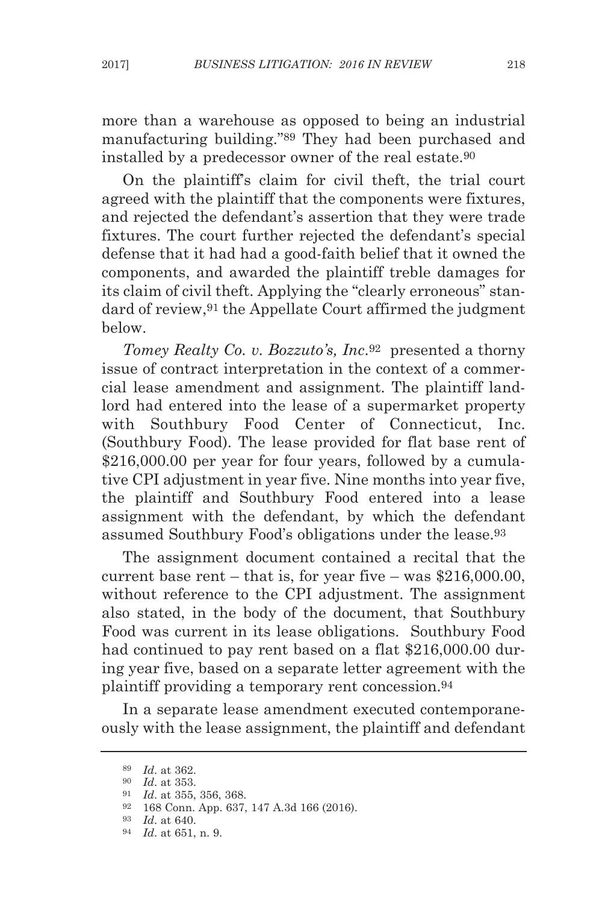more than a warehouse as opposed to being an industrial manufacturing building."[89] They had been purchased and installed by a predecessor owner of the real estate.[90]

On the plaintiff's claim for civil theft, the trial court agreed with the plaintiff that the components were fixtures, and rejected the defendant's assertion that they were trade fixtures. The court further rejected the defendant's special defense that it had had a good-faith belief that it owned the components, and awarded the plaintiff treble damages for its claim of civil theft. Applying the "clearly erroneous" standard of review,[91] the Appellate Court affirmed the judgment below.

*Tomey Realty Co. v. Bozzuto's, Inc.*[92] presented a thorny issue of contract interpretation in the context of a commercial lease amendment and assignment. The plaintiff landlord had entered into the lease of a supermarket property with Southbury Food Center of Connecticut, Inc. (Southbury Food). The lease provided for flat base rent of $216,000.00 per year for four years, followed by a cumulative CPI adjustment in year five. Nine months into year five, the plaintiff and Southbury Food entered into a lease assignment with the defendant, by which the defendant assumed Southbury Food's obligations under the lease.[93]

The assignment document contained a recital that the current base rent – that is, for year five – was $216,000.00, without reference to the CPI adjustment. The assignment also stated, in the body of the document, that Southbury Food was current in its lease obligations. Southbury Food had continued to pay rent based on a flat $216,000.00 during year five, based on a separate letter agreement with the plaintiff providing a temporary rent concession.[94]

In a separate lease amendment executed contemporaneously with the lease assignment, the plaintiff and defendant

---

[89] *Id*. at 362.

[90] *Id*. at 353.

[91] *Id*. at 355, 356, 368.

[92] 168 Conn. App. 637, 147 A.3d 166 (2016).

[93] *Id*. at 640.

[94] *Id*. at 651, n. 9.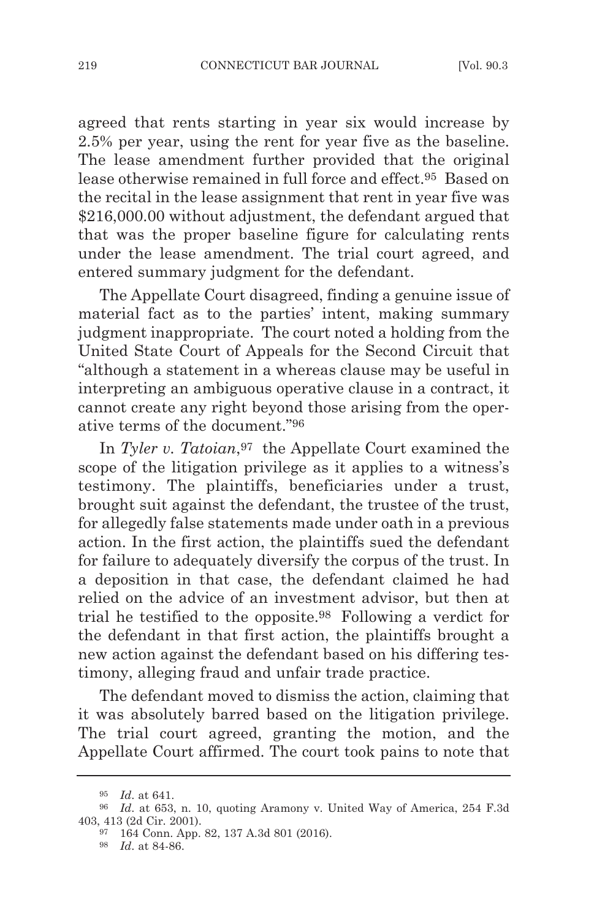agreed that rents starting in year six would increase by 2.5% per year, using the rent for year five as the baseline. The lease amendment further provided that the original lease otherwise remained in full force and effect.[95] Based on the recital in the lease assignment that rent in year five was $216,000.00 without adjustment, the defendant argued that that was the proper baseline figure for calculating rents under the lease amendment. The trial court agreed, and entered summary judgment for the defendant.

The Appellate Court disagreed, finding a genuine issue of material fact as to the parties' intent, making summary judgment inappropriate. The court noted a holding from the United State Court of Appeals for the Second Circuit that "although a statement in a whereas clause may be useful in interpreting an ambiguous operative clause in a contract, it cannot create any right beyond those arising from the operative terms of the document."[96]

In *Tyler v. Tatoian*,[97] the Appellate Court examined the scope of the litigation privilege as it applies to a witness's testimony. The plaintiffs, beneficiaries under a trust, brought suit against the defendant, the trustee of the trust, for allegedly false statements made under oath in a previous action. In the first action, the plaintiffs sued the defendant for failure to adequately diversify the corpus of the trust. In a deposition in that case, the defendant claimed he had relied on the advice of an investment advisor, but then at trial he testified to the opposite.[98] Following a verdict for the defendant in that first action, the plaintiffs brought a new action against the defendant based on his differing testimony, alleging fraud and unfair trade practice.

The defendant moved to dismiss the action, claiming that it was absolutely barred based on the litigation privilege. The trial court agreed, granting the motion, and the Appellate Court affirmed. The court took pains to note that

---

[95] *Id*. at 641.

[96] *Id*. at 653, n. 10, quoting Aramony v. United Way of America, 254 F.3d 403, 413 (2d Cir. 2001).

[97] 164 Conn. App. 82, 137 A.3d 801 (2016).

[98] *Id*. at 84-86.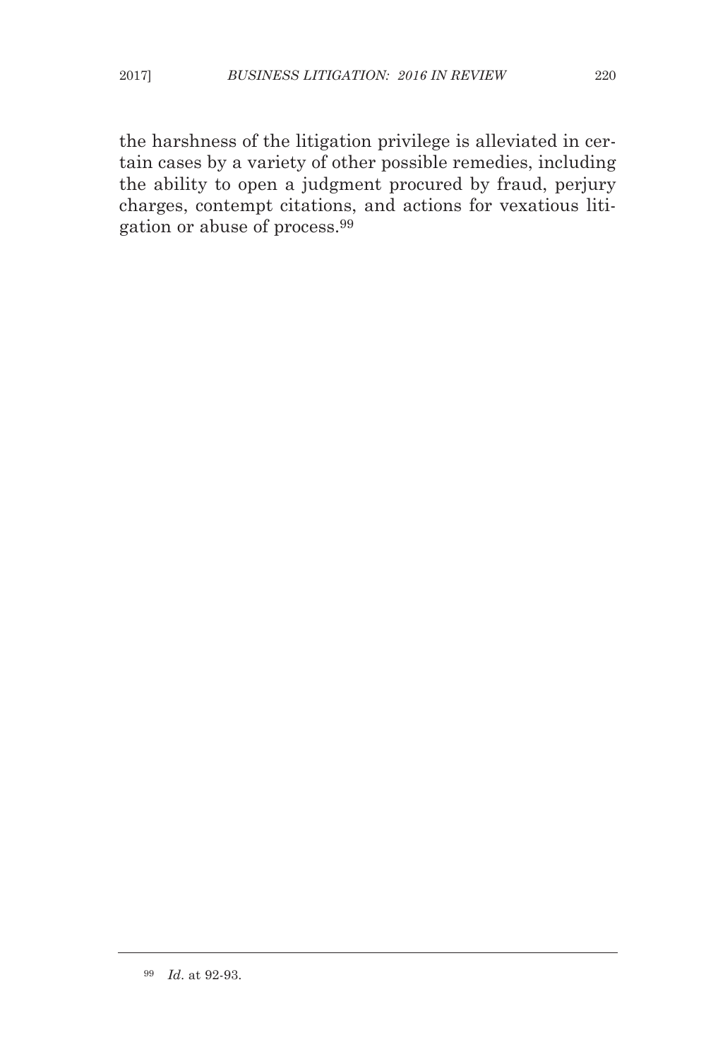the harshness of the litigation privilege is alleviated in certain cases by a variety of other possible remedies, including the ability to open a judgment procured by fraud, perjury charges, contempt citations, and actions for vexatious litigation or abuse of process.[99]

---

[99] *Id.* at 92-93.